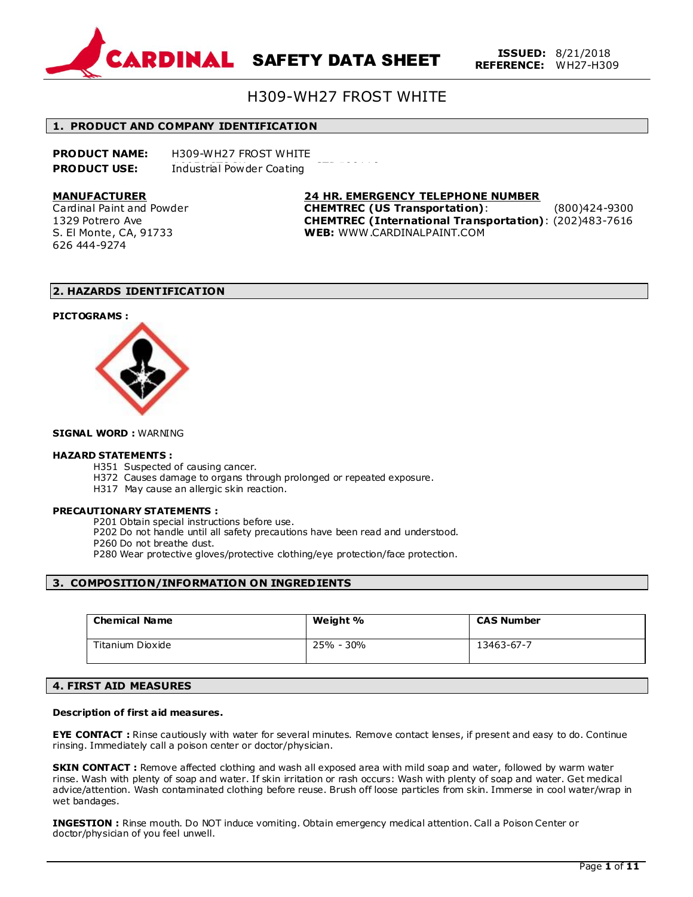# SAFETY DATA SHEET

**ISSUED:** 8/21/2018
**REFERENCE:** WH27-H309

## H309-WH27 FROST WHITE

## 1. PRODUCT AND COMPANY IDENTIFICATION

**PRODUCT NAME:** H309-WH27 FROST WHITE
**PRODUCT USE:** Industrial Powder Coating

**MANUFACTURER**
Cardinal Paint and Powder
1329 Potrero Ave
S. El Monte, CA, 91733
626 444-9274

**24 HR. EMERGENCY TELEPHONE NUMBER**
**CHEMTREC (US Transportation)**: (800)424-9300
**CHEMTREC (International Transportation)**: (202)483-7616
**WEB:** WWW.CARDINALPAINT.COM

## 2. HAZARDS IDENTIFICATION

**PICTOGRAMS :**

**SIGNAL WORD :** WARNING

**HAZARD STATEMENTS :**

- H351 Suspected of causing cancer.
- H372 Causes damage to organs through prolonged or repeated exposure.
- H317 May cause an allergic skin reaction.

**PRECAUTIONARY STATEMENTS :**

- P201 Obtain special instructions before use.
- P202 Do not handle until all safety precautions have been read and understood.
- P260 Do not breathe dust.
- P280 Wear protective gloves/protective clothing/eye protection/face protection.

## 3. COMPOSITION/INFORMATION ON INGREDIENTS

| Chemical Name | Weight % | CAS Number |
|---|---|---|
| Titanium Dioxide | 25% - 30% | 13463-67-7 |

## 4. FIRST AID MEASURES

**Description of first aid measures.**

**EYE CONTACT :** Rinse cautiously with water for several minutes. Remove contact lenses, if present and easy to do. Continue rinsing. Immediately call a poison center or doctor/physician.

**SKIN CONTACT :** Remove affected clothing and wash all exposed area with mild soap and water, followed by warm water rinse. Wash with plenty of soap and water. If skin irritation or rash occurs: Wash with plenty of soap and water. Get medical advice/attention. Wash contaminated clothing before reuse. Brush off loose particles from skin. Immerse in cool water/wrap in wet bandages.

**INGESTION :** Rinse mouth. Do NOT induce vomiting. Obtain emergency medical attention. Call a Poison Center or doctor/physician of you feel unwell.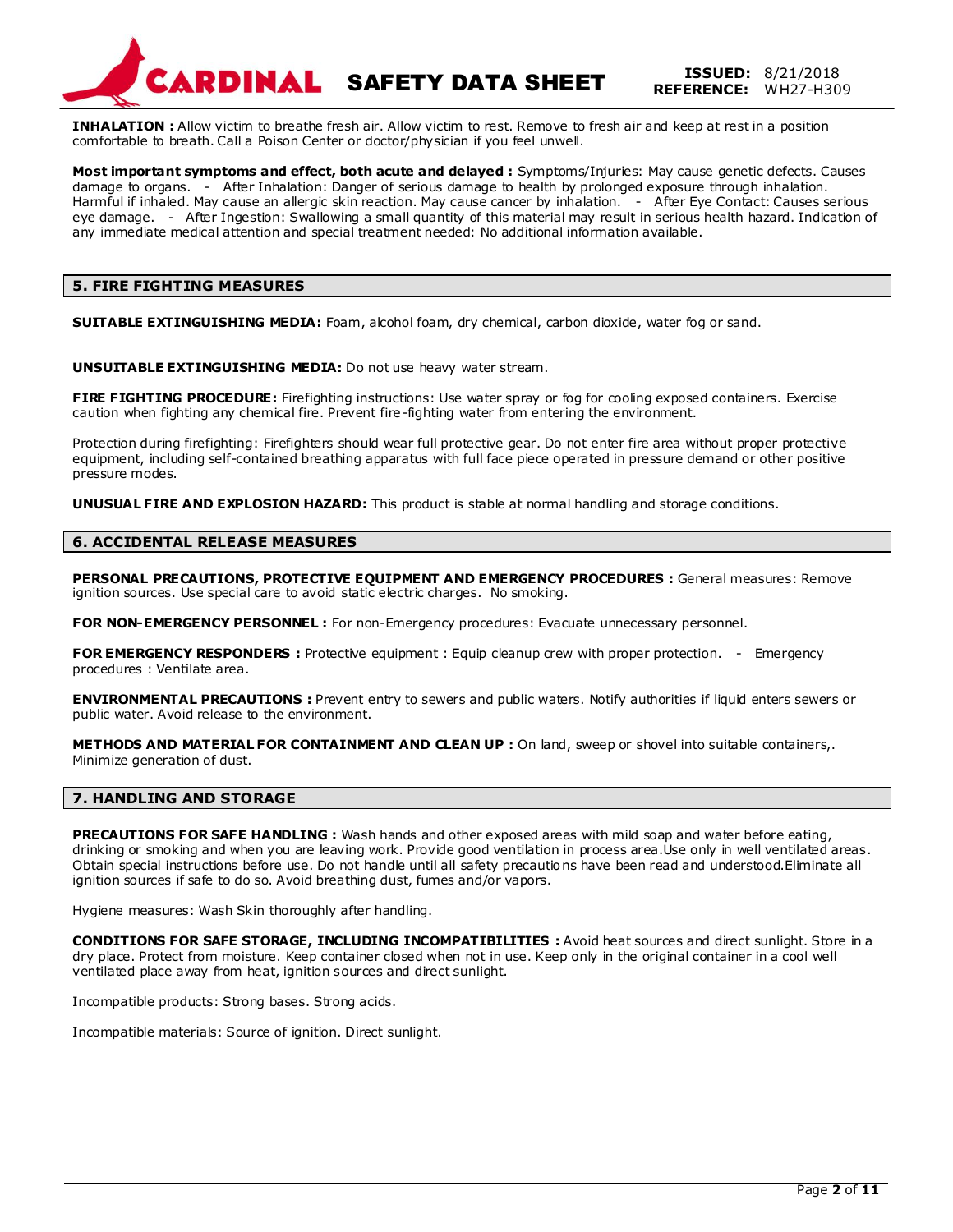**INHALATION :** Allow victim to breathe fresh air. Allow victim to rest. Remove to fresh air and keep at rest in a position comfortable to breath. Call a Poison Center or doctor/physician if you feel unwell.

**Most important symptoms and effect, both acute and delayed :** Symptoms/Injuries: May cause genetic defects. Causes damage to organs. - After Inhalation: Danger of serious damage to health by prolonged exposure through inhalation. Harmful if inhaled. May cause an allergic skin reaction. May cause cancer by inhalation. - After Eye Contact: Causes serious eye damage. - After Ingestion: Swallowing a small quantity of this material may result in serious health hazard. Indication of any immediate medical attention and special treatment needed: No additional information available.

## 5. FIRE FIGHTING MEASURES

**SUITABLE EXTINGUISHING MEDIA:** Foam, alcohol foam, dry chemical, carbon dioxide, water fog or sand.

**UNSUITABLE EXTINGUISHING MEDIA:** Do not use heavy water stream.

**FIRE FIGHTING PROCEDURE:** Firefighting instructions: Use water spray or fog for cooling exposed containers. Exercise caution when fighting any chemical fire. Prevent fire-fighting water from entering the environment.

Protection during firefighting: Firefighters should wear full protective gear. Do not enter fire area without proper protective equipment, including self-contained breathing apparatus with full face piece operated in pressure demand or other positive pressure modes.

**UNUSUAL FIRE AND EXPLOSION HAZARD:** This product is stable at normal handling and storage conditions.

## 6. ACCIDENTAL RELEASE MEASURES

**PERSONAL PRECAUTIONS, PROTECTIVE EQUIPMENT AND EMERGENCY PROCEDURES :** General measures: Remove ignition sources. Use special care to avoid static electric charges. No smoking.

**FOR NON-EMERGENCY PERSONNEL :** For non-Emergency procedures: Evacuate unnecessary personnel.

**FOR EMERGENCY RESPONDERS :** Protective equipment : Equip cleanup crew with proper protection. - Emergency procedures : Ventilate area.

**ENVIRONMENTAL PRECAUTIONS :** Prevent entry to sewers and public waters. Notify authorities if liquid enters sewers or public water. Avoid release to the environment.

**METHODS AND MATERIAL FOR CONTAINMENT AND CLEAN UP :** On land, sweep or shovel into suitable containers,. Minimize generation of dust.

## 7. HANDLING AND STORAGE

**PRECAUTIONS FOR SAFE HANDLING :** Wash hands and other exposed areas with mild soap and water before eating, drinking or smoking and when you are leaving work. Provide good ventilation in process area.Use only in well ventilated areas. Obtain special instructions before use. Do not handle until all safety precautions have been read and understood.Eliminate all ignition sources if safe to do so. Avoid breathing dust, fumes and/or vapors.

Hygiene measures: Wash Skin thoroughly after handling.

**CONDITIONS FOR SAFE STORAGE, INCLUDING INCOMPATIBILITIES :** Avoid heat sources and direct sunlight. Store in a dry place. Protect from moisture. Keep container closed when not in use. Keep only in the original container in a cool well ventilated place away from heat, ignition sources and direct sunlight.

Incompatible products: Strong bases. Strong acids.

Incompatible materials: Source of ignition. Direct sunlight.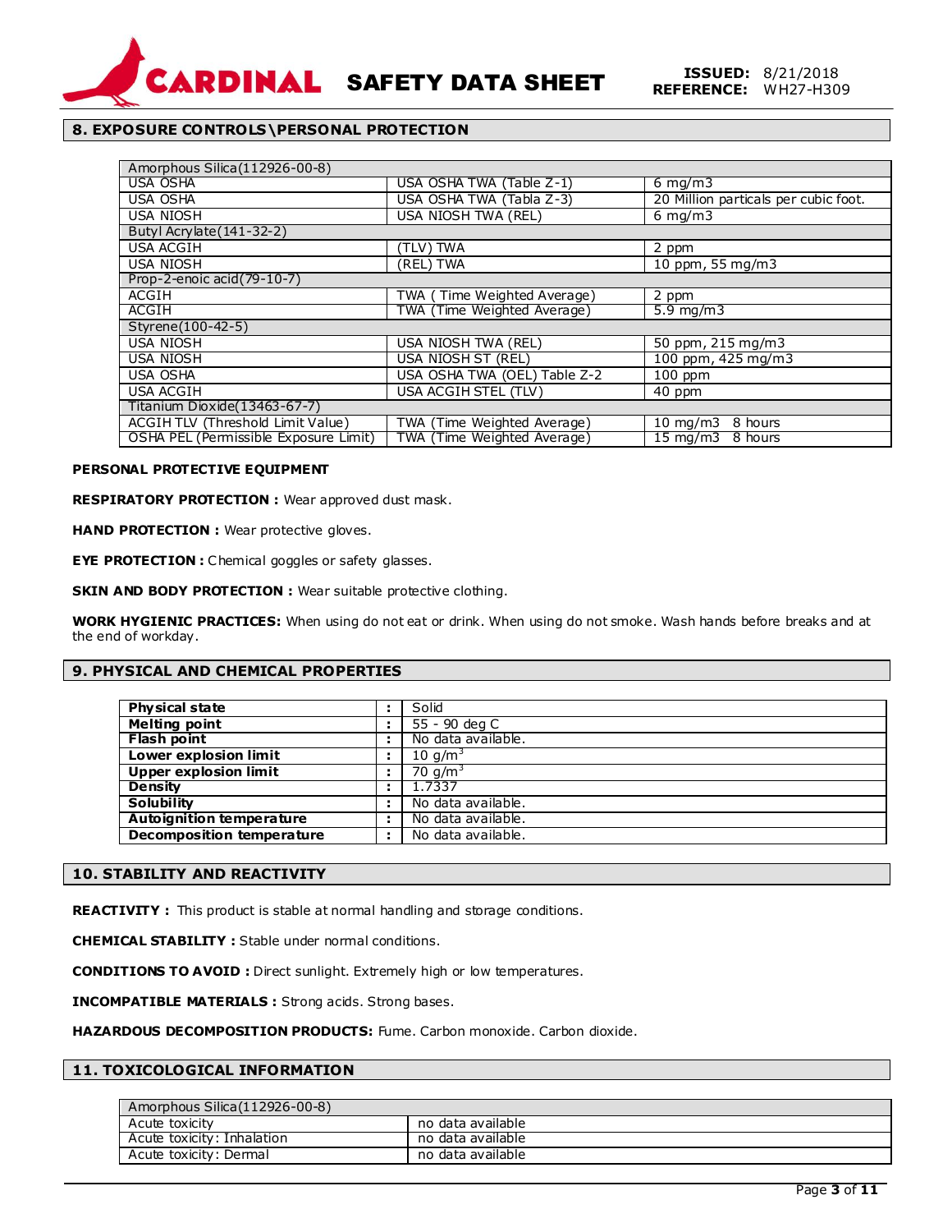## 8. EXPOSURE CONTROLS\PERSONAL PROTECTION

| Amorphous Silica(112926-00-8) | | |
|---|---|---|
| USA OSHA | USA OSHA TWA (Table Z-1) | 6 mg/m3 |
| USA OSHA | USA OSHA TWA (Tabla Z-3) | 20 Million particals per cubic foot. |
| USA NIOSH | USA NIOSH TWA (REL) | 6 mg/m3 |
| Butyl Acrylate(141-32-2) | | |
| USA ACGIH | (TLV) TWA | 2 ppm |
| USA NIOSH | (REL) TWA | 10 ppm, 55 mg/m3 |
| Prop-2-enoic acid(79-10-7) | | |
| ACGIH | TWA ( Time Weighted Average) | 2 ppm |
| ACGIH | TWA (Time Weighted Average) | 5.9 mg/m3 |
| Styrene(100-42-5) | | |
| USA NIOSH | USA NIOSH TWA (REL) | 50 ppm, 215 mg/m3 |
| USA NIOSH | USA NIOSH ST (REL) | 100 ppm, 425 mg/m3 |
| USA OSHA | USA OSHA TWA (OEL) Table Z-2 | 100 ppm |
| USA ACGIH | USA ACGIH STEL (TLV) | 40 ppm |
| Titanium Dioxide(13463-67-7) | | |
| ACGIH TLV (Threshold Limit Value) | TWA (Time Weighted Average) | 10 mg/m3 8 hours |
| OSHA PEL (Permissible Exposure Limit) | TWA (Time Weighted Average) | 15 mg/m3 8 hours |

**PERSONAL PROTECTIVE EQUIPMENT**

**RESPIRATORY PROTECTION :** Wear approved dust mask.

**HAND PROTECTION :** Wear protective gloves.

**EYE PROTECTION :** Chemical goggles or safety glasses.

**SKIN AND BODY PROTECTION :** Wear suitable protective clothing.

**WORK HYGIENIC PRACTICES:** When using do not eat or drink. When using do not smoke. Wash hands before breaks and at the end of workday.

## 9. PHYSICAL AND CHEMICAL PROPERTIES

| | | |
|---|---|---|
| **Physical state** | : | Solid |
| **Melting point** | : | 55 - 90 deg C |
| **Flash point** | : | No data available. |
| **Lower explosion limit** | : | 10 $g/m^3$ |
| **Upper explosion limit** | : | 70 $g/m^3$ |
| **Density** | : | 1.7337 |
| **Solubility** | : | No data available. |
| **Autoignition temperature** | : | No data available. |
| **Decomposition temperature** | : | No data available. |

## 10. STABILITY AND REACTIVITY

**REACTIVITY :** This product is stable at normal handling and storage conditions.

**CHEMICAL STABILITY :** Stable under normal conditions.

**CONDITIONS TO AVOID :** Direct sunlight. Extremely high or low temperatures.

**INCOMPATIBLE MATERIALS :** Strong acids. Strong bases.

**HAZARDOUS DECOMPOSITION PRODUCTS:** Fume. Carbon monoxide. Carbon dioxide.

## 11. TOXICOLOGICAL INFORMATION

| Amorphous Silica(112926-00-8) | |
|---|---|
| Acute toxicity | no data available |
| Acute toxicity: Inhalation | no data available |
| Acute toxicity: Dermal | no data available |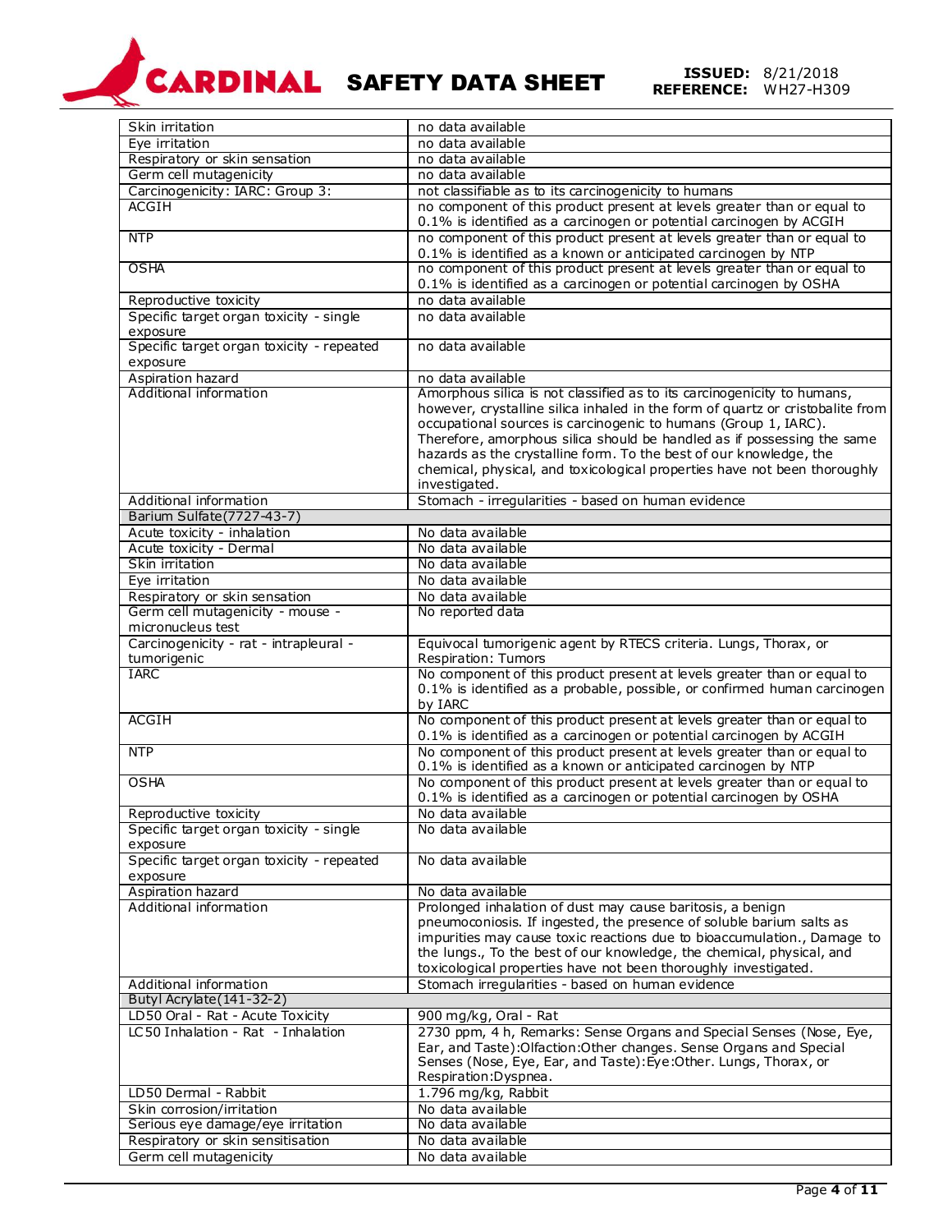| | |
|---|---|
| Skin irritation | no data available |
| Eye irritation | no data available |
| Respiratory or skin sensation | no data available |
| Germ cell mutagenicity | no data available |
| Carcinogenicity: IARC: Group 3: | not classifiable as to its carcinogenicity to humans |
| ACGIH | no component of this product present at levels greater than or equal to 0.1% is identified as a carcinogen or potential carcinogen by ACGIH |
| NTP | no component of this product present at levels greater than or equal to 0.1% is identified as a known or anticipated carcinogen by NTP |
| OSHA | no component of this product present at levels greater than or equal to 0.1% is identified as a carcinogen or potential carcinogen by OSHA |
| Reproductive toxicity | no data available |
| Specific target organ toxicity - single exposure | no data available |
| Specific target organ toxicity - repeated exposure | no data available |
| Aspiration hazard | no data available |
| Additional information | Amorphous silica is not classified as to its carcinogenicity to humans, however, crystalline silica inhaled in the form of quartz or cristobalite from occupational sources is carcinogenic to humans (Group 1, IARC). Therefore, amorphous silica should be handled as if possessing the same hazards as the crystalline form. To the best of our knowledge, the chemical, physical, and toxicological properties have not been thoroughly investigated. |
| Additional information | Stomach - irregularities - based on human evidence |
| **Barium Sulfate(7727-43-7)** | |
| Acute toxicity - inhalation | No data available |
| Acute toxicity - Dermal | No data available |
| Skin irritation | No data available |
| Eye irritation | No data available |
| Respiratory or skin sensation | No data available |
| Germ cell mutagenicity - mouse - micronucleus test | No reported data |
| Carcinogenicity - rat - intrapleural - tumorigenic | Equivocal tumorigenic agent by RTECS criteria. Lungs, Thorax, or Respiration: Tumors |
| IARC | No component of this product present at levels greater than or equal to 0.1% is identified as a probable, possible, or confirmed human carcinogen by IARC |
| ACGIH | No component of this product present at levels greater than or equal to 0.1% is identified as a carcinogen or potential carcinogen by ACGIH |
| NTP | No component of this product present at levels greater than or equal to 0.1% is identified as a known or anticipated carcinogen by NTP |
| OSHA | No component of this product present at levels greater than or equal to 0.1% is identified as a carcinogen or potential carcinogen by OSHA |
| Reproductive toxicity | No data available |
| Specific target organ toxicity - single exposure | No data available |
| Specific target organ toxicity - repeated exposure | No data available |
| Aspiration hazard | No data available |
| Additional information | Prolonged inhalation of dust may cause baritosis, a benign pneumoconiosis. If ingested, the presence of soluble barium salts as impurities may cause toxic reactions due to bioaccumulation., Damage to the lungs., To the best of our knowledge, the chemical, physical, and toxicological properties have not been thoroughly investigated. |
| Additional information | Stomach irregularities - based on human evidence |
| **Butyl Acrylate(141-32-2)** | |
| LD50 Oral - Rat - Acute Toxicity | 900 mg/kg, Oral - Rat |
| LC50 Inhalation - Rat - Inhalation | 2730 ppm, 4 h, Remarks: Sense Organs and Special Senses (Nose, Eye, Ear, and Taste):Olfaction:Other changes. Sense Organs and Special Senses (Nose, Eye, Ear, and Taste):Eye:Other. Lungs, Thorax, or Respiration:Dyspnea. |
| LD50 Dermal - Rabbit | 1.796 mg/kg, Rabbit |
| Skin corrosion/irritation | No data available |
| Serious eye damage/eye irritation | No data available |
| Respiratory or skin sensitisation | No data available |
| Germ cell mutagenicity | No data available |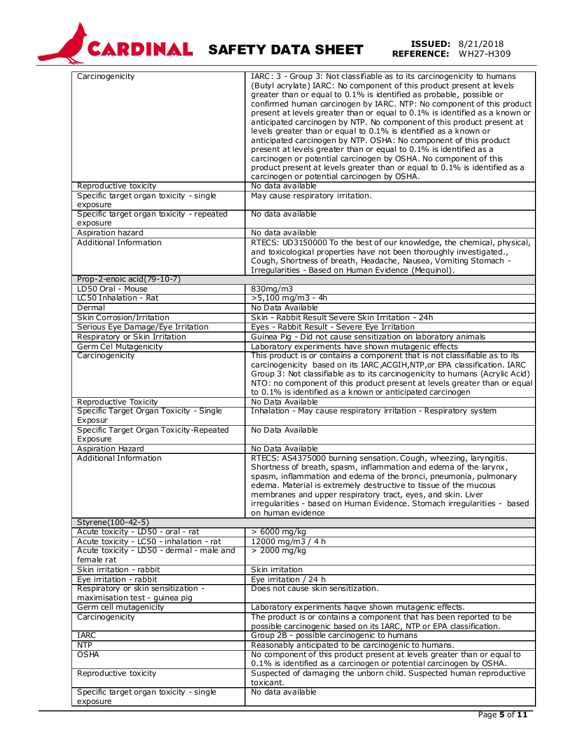| | |
|---|---|
| Carcinogenicity | IARC: 3 - Group 3: Not classifiable as to its carcinogenicity to humans (Butyl acrylate) IARC: No component of this product present at levels greater than or equal to 0.1% is identified as probable, possible or confirmed human carcinogen by IARC. NTP: No component of this product present at levels greater than or equal to 0.1% is identified as a known or anticipated carcinogen by NTP. No component of this product present at levels greater than or equal to 0.1% is identified as a known or anticipated carcinogen by NTP. OSHA: No component of this product present at levels greater than or equal to 0.1% is identified as a carcinogen or potential carcinogen by OSHA. No component of this product present at levels greater than or equal to 0.1% is identified as a carcinogen or potential carcinogen by OSHA. |
| Reproductive toxicity | No data available |
| Specific target organ toxicity - single exposure | May cause respiratory irritation. |
| Specific target organ toxicity - repeated exposure | No data available |
| Aspiration hazard | No data available |
| Additional Information | RTECS: UD3150000 To the best of our knowledge, the chemical, physical, and toxicological properties have not been thoroughly investigated., Cough, Shortness of breath, Headache, Nausea, Vomiting Stomach - Irregularities - Based on Human Evidence (Mequinol). |
| **Prop-2-enoic acid(79-10-7)** | |
| LD50 Oral - Mouse | 830mg/m3 |
| LC50 Inhalation - Rat | >5,100 mg/m3 - 4h |
| Dermal | No Data Available |
| Skin Corrosion/Irritation | Skin - Rabbit Result Severe Skin Irritation - 24h |
| Serious Eye Damage/Eye Irritation | Eyes - Rabbit Result - Severe Eye Irritation |
| Respiratory or Skin Irritation | Guinea Pig - Did not cause sensitization on laboratory animals |
| Germ Cel Mutagenicity | Laboratory experiments have shown mutagenic effects |
| Carcinogenicity | This product is or contains a component that is not classifiable as to its carcinogenicity based on its IARC,ACGIH,NTP,or EPA classification. IARC Group 3: Not classifiable as to its carcinogenicity to humans (Acrylic Acid) NTO: no component of this product present at levels greater than or equal to 0.1% is identified as a known or anticipated carcinogen |
| Reproductive Toxicity | No Data Available |
| Specific Target Organ Toxicity - Single Exposur | Inhalation - May cause respiratory irritation - Respiratory system |
| Specific Target Organ Toxicity-Repeated Exposure | No Data Available |
| Aspiration Hazard | No Data Available |
| Additional Information | RTECS: AS4375000 burning sensation. Cough, wheezing, laryngitis. Shortness of breath, spasm, inflammation and edema of the larynx, spasm, inflammation and edema of the bronci, pneumonia, pulmonary edema. Material is extremely destructive to tissue of the mucous membranes and upper respiratory tract, eyes, and skin. Liver irregularities - based on Human Evidence. Stomach irregularities - based on human evidence |
| **Styrene(100-42-5)** | |
| Acute toxicity - LD50 - oral - rat | > 6000 mg/kg |
| Acute toxicity - LC50 - inhalation - rat | 12000 mg/m3 / 4 h |
| Acute toxicity - LD50 - dermal - male and female rat | > 2000 mg/kg |
| Skin irritation - rabbit | Skin irritation |
| Eye irritation - rabbit | Eye irritation / 24 h |
| Respiratory or skin sensitization - maximisation test - guinea pig | Does not cause skin sensitization. |
| Germ cell mutagenicity | Laboratory experiments haqve shown mutagenic effects. |
| Carcinogenicity | The product is or contains a component that has been reported to be possible carcinogenic based on its IARC, NTP or EPA classification. |
| IARC | Group 2B - possible carcinogenic to humans |
| NTP | Reasonably anticipated to be carcinogenic to humans. |
| OSHA | No component of this product present at levels greater than or equal to 0.1% is identified as a carcinogen or potential carcinogen by OSHA. |
| Reproductive toxicity | Suspected of damaging the unborn child. Suspected human reproductive toxicant. |
| Specific target organ toxicity - single exposure | No data available |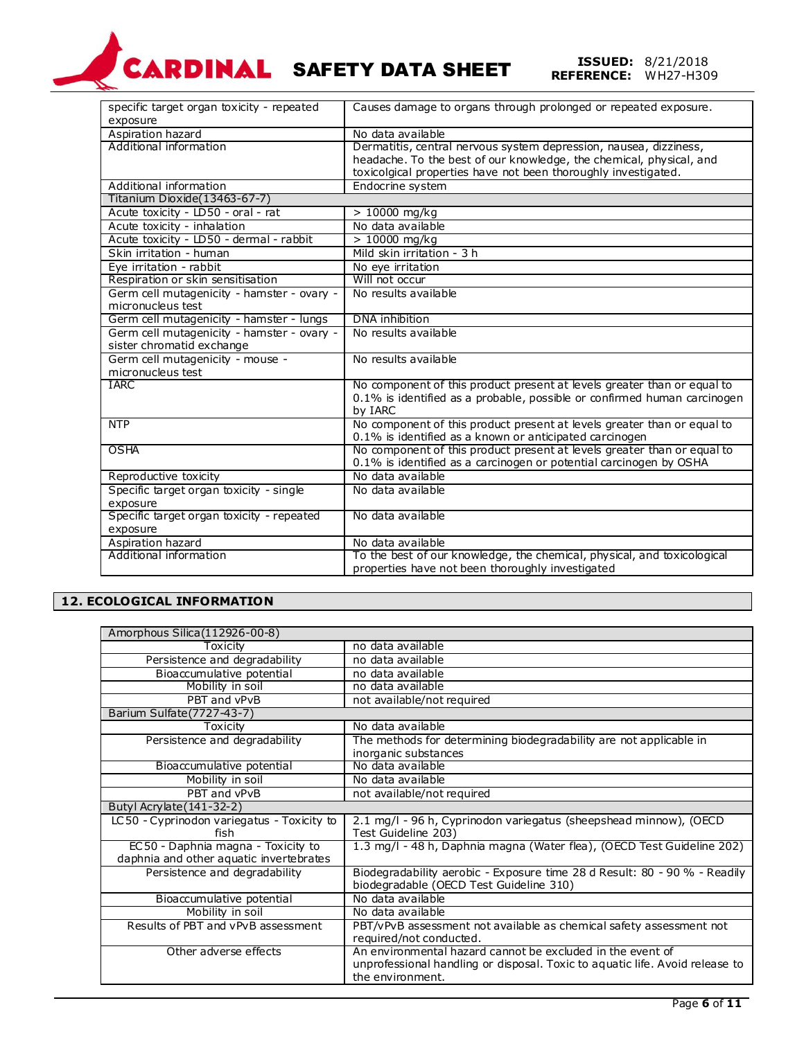| | |
|---|---|
| specific target organ toxicity - repeated exposure | Causes damage to organs through prolonged or repeated exposure. |
| Aspiration hazard | No data available |
| Additional information | Dermatitis, central nervous system depression, nausea, dizziness, headache. To the best of our knowledge, the chemical, physical, and toxicolgical properties have not been thoroughly investigated. |
| Additional information | Endocrine system |
| **Titanium Dioxide(13463-67-7)** | |
| Acute toxicity - LD50 - oral - rat | > 10000 mg/kg |
| Acute toxicity - inhalation | No data available |
| Acute toxicity - LD50 - dermal - rabbit | > 10000 mg/kg |
| Skin irritation - human | Mild skin irritation - 3 h |
| Eye irritation - rabbit | No eye irritation |
| Respiration or skin sensitisation | Will not occur |
| Germ cell mutagenicity - hamster - ovary - micronucleus test | No results available |
| Germ cell mutagenicity - hamster - lungs | DNA inhibition |
| Germ cell mutagenicity - hamster - ovary - sister chromatid exchange | No results available |
| Germ cell mutagenicity - mouse - micronucleus test | No results available |
| IARC | No component of this product present at levels greater than or equal to 0.1% is identified as a probable, possible or confirmed human carcinogen by IARC |
| NTP | No component of this product present at levels greater than or equal to 0.1% is identified as a known or anticipated carcinogen |
| OSHA | No component of this product present at levels greater than or equal to 0.1% is identified as a carcinogen or potential carcinogen by OSHA |
| Reproductive toxicity | No data available |
| Specific target organ toxicity - single exposure | No data available |
| Specific target organ toxicity - repeated exposure | No data available |
| Aspiration hazard | No data available |
| Additional information | To the best of our knowledge, the chemical, physical, and toxicological properties have not been thoroughly investigated |

## 12. ECOLOGICAL INFORMATION

| | |
|---|---|
| **Amorphous Silica(112926-00-8)** | |
| Toxicity | no data available |
| Persistence and degradability | no data available |
| Bioaccumulative potential | no data available |
| Mobility in soil | no data available |
| PBT and vPvB | not available/not required |
| **Barium Sulfate(7727-43-7)** | |
| Toxicity | No data available |
| Persistence and degradability | The methods for determining biodegradability are not applicable in inorganic substances |
| Bioaccumulative potential | No data available |
| Mobility in soil | No data available |
| PBT and vPvB | not available/not required |
| **Butyl Acrylate(141-32-2)** | |
| LC50 - Cyprinodon variegatus - Toxicity to fish | 2.1 mg/l - 96 h, Cyprinodon variegatus (sheepshead minnow), (OECD Test Guideline 203) |
| EC50 - Daphnia magna - Toxicity to daphnia and other aquatic invertebrates | 1.3 mg/l - 48 h, Daphnia magna (Water flea), (OECD Test Guideline 202) |
| Persistence and degradability | Biodegradability aerobic - Exposure time 28 d Result: 80 - 90 % - Readily biodegradable (OECD Test Guideline 310) |
| Bioaccumulative potential | No data available |
| Mobility in soil | No data available |
| Results of PBT and vPvB assessment | PBT/vPvB assessment not available as chemical safety assessment not required/not conducted. |
| Other adverse effects | An environmental hazard cannot be excluded in the event of unprofessional handling or disposal. Toxic to aquatic life. Avoid release to the environment. |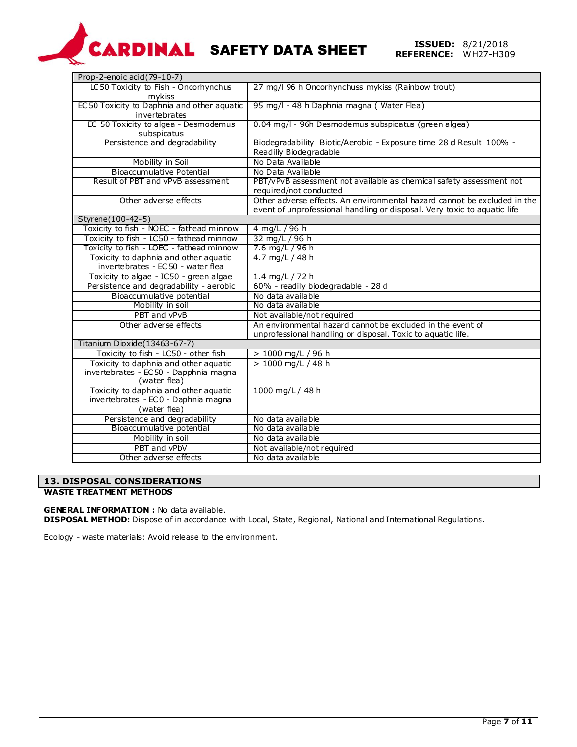| Prop-2-enoic acid(79-10-7) | |
|---|---|
| LC50 Toxicity to Fish - Oncorhynchus mykiss | 27 mg/l 96 h Oncorhynchuss mykiss (Rainbow trout) |
| EC50 Toxicity to Daphnia and other aquatic invertebrates | 95 mg/l - 48 h Daphnia magna ( Water Flea) |
| EC 50 Toxicity to algea - Desmodemus subspicatus | 0.04 mg/l - 96h Desmodemus subspicatus (green algea) |
| Persistence and degradability | Biodegradability Biotic/Aerobic - Exposure time 28 d Result 100% - Readiliy Biodegradable |
| Mobility in Soil | No Data Available |
| Bioaccumulative Potential | No Data Available |
| Result of PBT and vPvB assessment | PBT/vPvB assessment not available as chemical safety assessment not required/not conducted |
| Other adverse effects | Other adverse effects. An environmental hazard cannot be excluded in the event of unprofessional handling or disposal. Very toxic to aquatic life |
| **Styrene(100-42-5)** | |
| Toxicity to fish - NOEC - fathead minnow | 4 mg/L / 96 h |
| Toxicity to fish - LC50 - fathead minnow | 32 mg/L / 96 h |
| Toxicity to fish - LOEC - fathead minnow | 7.6 mg/L / 96 h |
| Toxicity to daphnia and other aquatic invertebrates - EC50 - water flea | 4.7 mg/L / 48 h |
| Toxicity to algae - IC50 - green algae | 1.4 mg/L / 72 h |
| Persistence and degradability - aerobic | 60% - readily biodegradable - 28 d |
| Bioaccumulative potential | No data available |
| Mobility in soil | No data available |
| PBT and vPvB | Not available/not required |
| Other adverse effects | An environmental hazard cannot be excluded in the event of unprofessional handling or disposal. Toxic to aquatic life. |
| **Titanium Dioxide(13463-67-7)** | |
| Toxicity to fish - LC50 - other fish | > 1000 mg/L / 96 h |
| Toxicity to daphnia and other aquatic invertebrates - EC50 - Dapphnia magna (water flea) | > 1000 mg/L / 48 h |
| Toxicity to daphnia and other aquatic invertebrates - EC0 - Daphnia magna (water flea) | 1000 mg/L / 48 h |
| Persistence and degradability | No data available |
| Bioaccumulative potential | No data available |
| Mobility in soil | No data available |
| PBT and vPbV | Not available/not required |
| Other adverse effects | No data available |

## 13. DISPOSAL CONSIDERATIONS

**WASTE TREATMENT METHODS**

**GENERAL INFORMATION :** No data available.
**DISPOSAL METHOD:** Dispose of in accordance with Local, State, Regional, National and International Regulations.

Ecology - waste materials: Avoid release to the environment.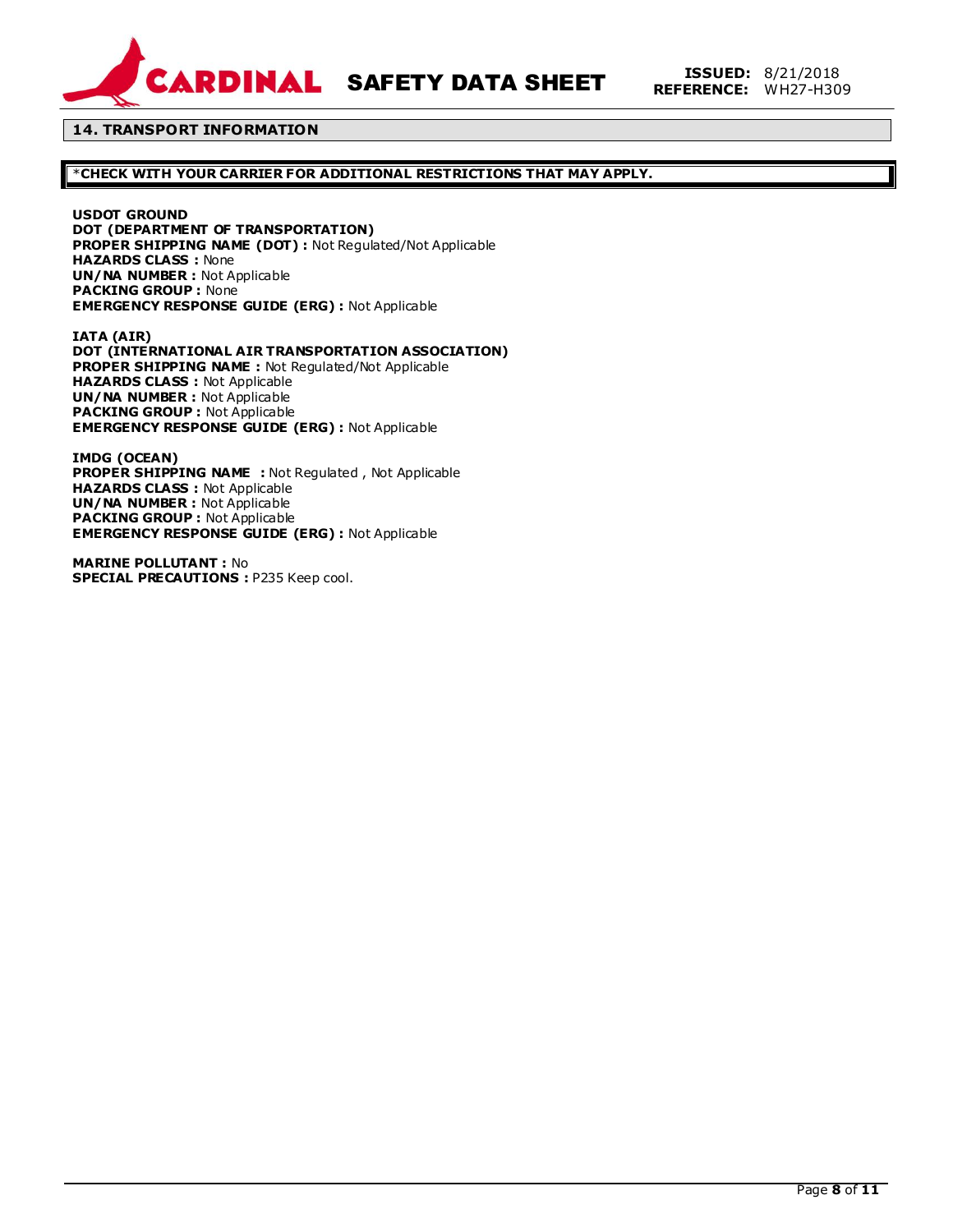## 14. TRANSPORT INFORMATION

**\*CHECK WITH YOUR CARRIER FOR ADDITIONAL RESTRICTIONS THAT MAY APPLY.**

**USDOT GROUND**
**DOT (DEPARTMENT OF TRANSPORTATION)**
**PROPER SHIPPING NAME (DOT) :** Not Regulated/Not Applicable
**HAZARDS CLASS :** None
**UN/NA NUMBER :** Not Applicable
**PACKING GROUP :** None
**EMERGENCY RESPONSE GUIDE (ERG) :** Not Applicable

**IATA (AIR)**
**DOT (INTERNATIONAL AIR TRANSPORTATION ASSOCIATION)**
**PROPER SHIPPING NAME :** Not Regulated/Not Applicable
**HAZARDS CLASS :** Not Applicable
**UN/NA NUMBER :** Not Applicable
**PACKING GROUP :** Not Applicable
**EMERGENCY RESPONSE GUIDE (ERG) :** Not Applicable

**IMDG (OCEAN)**
**PROPER SHIPPING NAME :** Not Regulated , Not Applicable
**HAZARDS CLASS :** Not Applicable
**UN/NA NUMBER :** Not Applicable
**PACKING GROUP :** Not Applicable
**EMERGENCY RESPONSE GUIDE (ERG) :** Not Applicable

**MARINE POLLUTANT :** No
**SPECIAL PRECAUTIONS :** P235 Keep cool.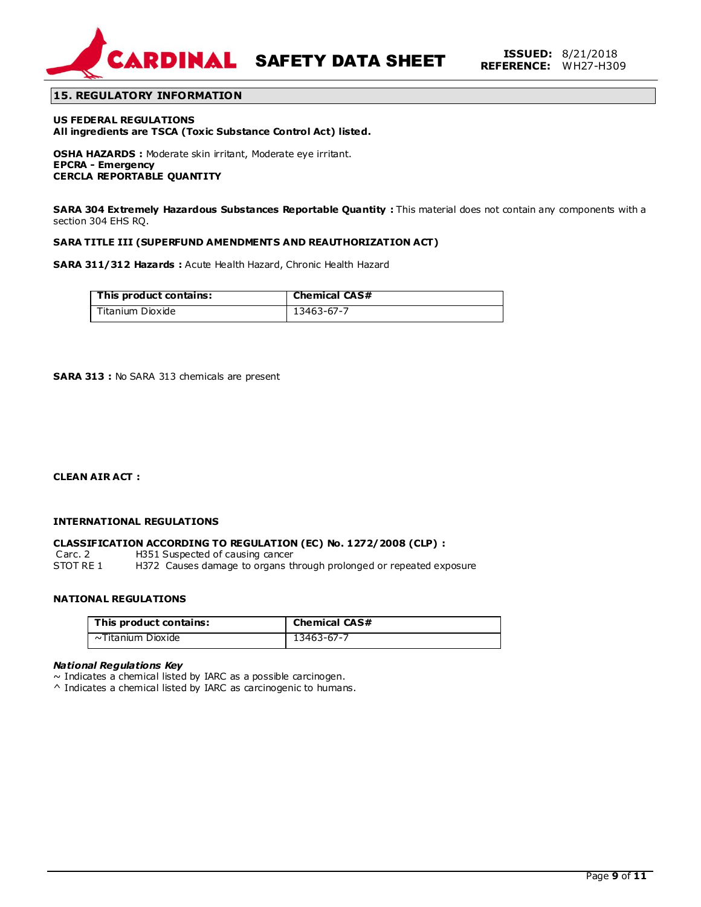## 15. REGULATORY INFORMATION

**US FEDERAL REGULATIONS**
**All ingredients are TSCA (Toxic Substance Control Act) listed.**

**OSHA HAZARDS :** Moderate skin irritant, Moderate eye irritant.
**EPCRA - Emergency**
**CERCLA REPORTABLE QUANTITY**

**SARA 304 Extremely Hazardous Substances Reportable Quantity :** This material does not contain any components with a section 304 EHS RQ.

**SARA TITLE III (SUPERFUND AMENDMENTS AND REAUTHORIZATION ACT)**

**SARA 311/312 Hazards :** Acute Health Hazard, Chronic Health Hazard

| This product contains: | Chemical CAS# |
|---|---|
| Titanium Dioxide | 13463-67-7 |

**SARA 313 :** No SARA 313 chemicals are present

**CLEAN AIR ACT :**

**INTERNATIONAL REGULATIONS**

**CLASSIFICATION ACCORDING TO REGULATION (EC) No. 1272/2008 (CLP) :**
Carc. 2 H351 Suspected of causing cancer
STOT RE 1 H372 Causes damage to organs through prolonged or repeated exposure

**NATIONAL REGULATIONS**

| This product contains: | Chemical CAS# |
|---|---|
| ~Titanium Dioxide | 13463-67-7 |

***National Regulations Key***
~ Indicates a chemical listed by IARC as a possible carcinogen.
^ Indicates a chemical listed by IARC as carcinogenic to humans.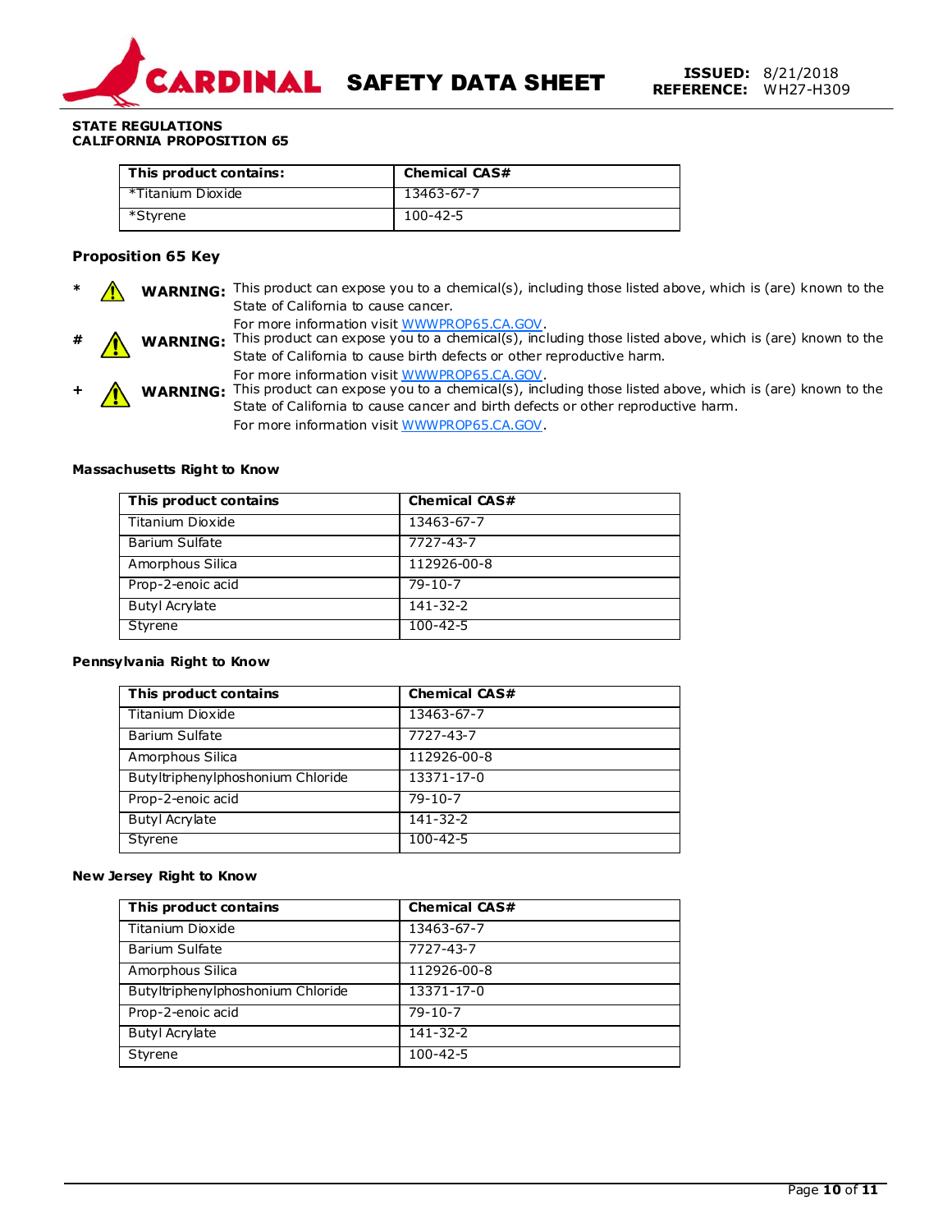**STATE REGULATIONS**
**CALIFORNIA PROPOSITION 65**

| This product contains: | Chemical CAS# |
|---|---|
| *Titanium Dioxide | 13463-67-7 |
| *Styrene | 100-42-5 |

### Proposition 65 Key

* ⚠ **WARNING:** This product can expose you to a chemical(s), including those listed above, which is (are) known to the State of California to cause cancer.
For more information visit WWWPROP65.CA.GOV.

# ⚠ **WARNING:** This product can expose you to a chemical(s), including those listed above, which is (are) known to the State of California to cause birth defects or other reproductive harm.
For more information visit WWWPROP65.CA.GOV.

+ ⚠ **WARNING:** This product can expose you to a chemical(s), including those listed above, which is (are) known to the State of California to cause cancer and birth defects or other reproductive harm.
For more information visit WWWPROP65.CA.GOV.

**Massachusetts Right to Know**

| This product contains | Chemical CAS# |
|---|---|
| Titanium Dioxide | 13463-67-7 |
| Barium Sulfate | 7727-43-7 |
| Amorphous Silica | 112926-00-8 |
| Prop-2-enoic acid | 79-10-7 |
| Butyl Acrylate | 141-32-2 |
| Styrene | 100-42-5 |

**Pennsylvania Right to Know**

| This product contains | Chemical CAS# |
|---|---|
| Titanium Dioxide | 13463-67-7 |
| Barium Sulfate | 7727-43-7 |
| Amorphous Silica | 112926-00-8 |
| Butyltriphenylphoshonium Chloride | 13371-17-0 |
| Prop-2-enoic acid | 79-10-7 |
| Butyl Acrylate | 141-32-2 |
| Styrene | 100-42-5 |

**New Jersey Right to Know**

| This product contains | Chemical CAS# |
|---|---|
| Titanium Dioxide | 13463-67-7 |
| Barium Sulfate | 7727-43-7 |
| Amorphous Silica | 112926-00-8 |
| Butyltriphenylphoshonium Chloride | 13371-17-0 |
| Prop-2-enoic acid | 79-10-7 |
| Butyl Acrylate | 141-32-2 |
| Styrene | 100-42-5 |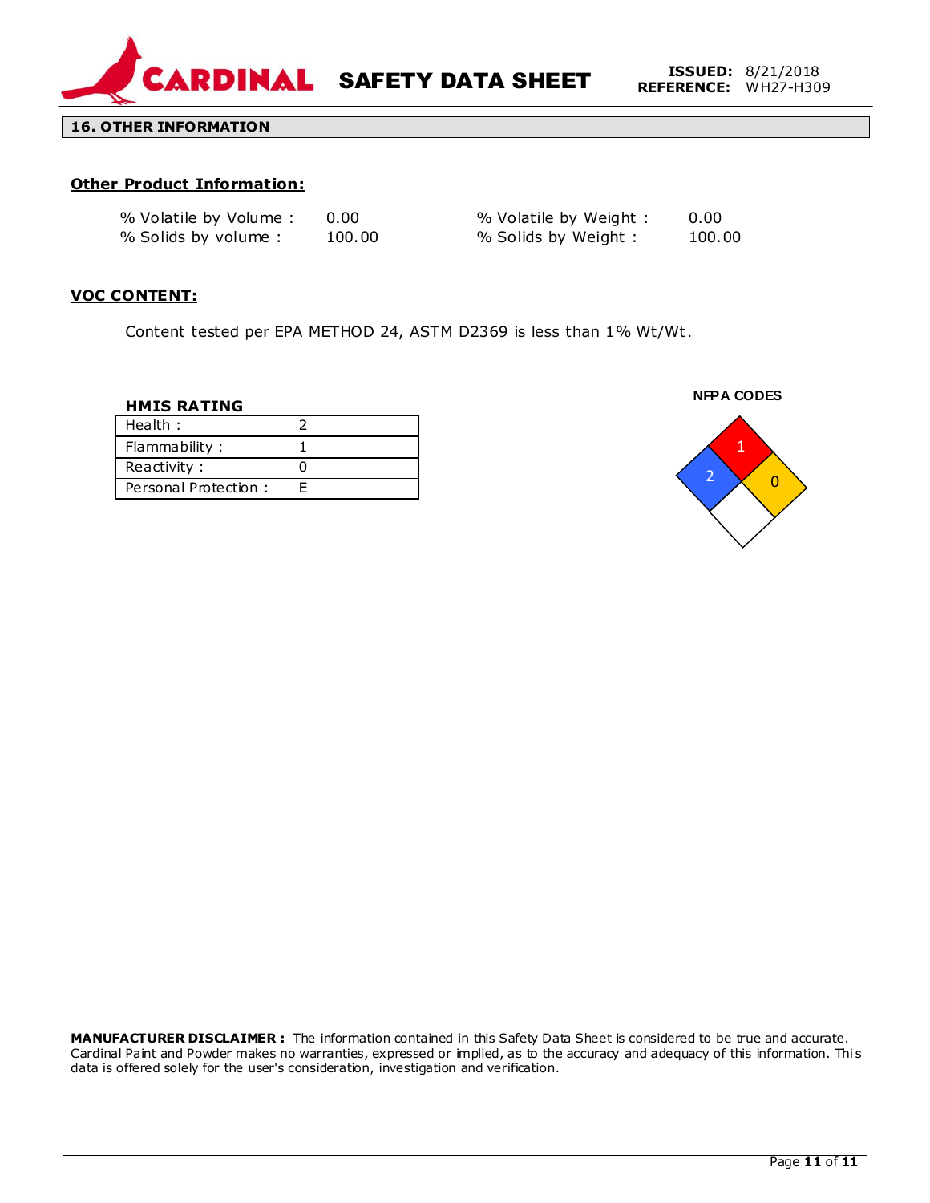## 16. OTHER INFORMATION

**Other Product Information:**

| | | | |
|---|---|---|---|
| % Volatile by Volume : | 0.00 | % Volatile by Weight : | 0.00 |
| % Solids by volume : | 100.00 | % Solids by Weight : | 100.00 |

**VOC CONTENT:**

Content tested per EPA METHOD 24, ASTM D2369 is less than 1% Wt/Wt.

**HMIS RATING**

| | |
|---|---|
| Health : | 2 |
| Flammability : | 1 |
| Reactivity : | 0 |
| Personal Protection : | E |

**NFPA CODES**

1
2
0

**MANUFACTURER DISCLAIMER :** The information contained in this Safety Data Sheet is considered to be true and accurate. Cardinal Paint and Powder makes no warranties, expressed or implied, as to the accuracy and adequacy of this information. This data is offered solely for the user's consideration, investigation and verification.